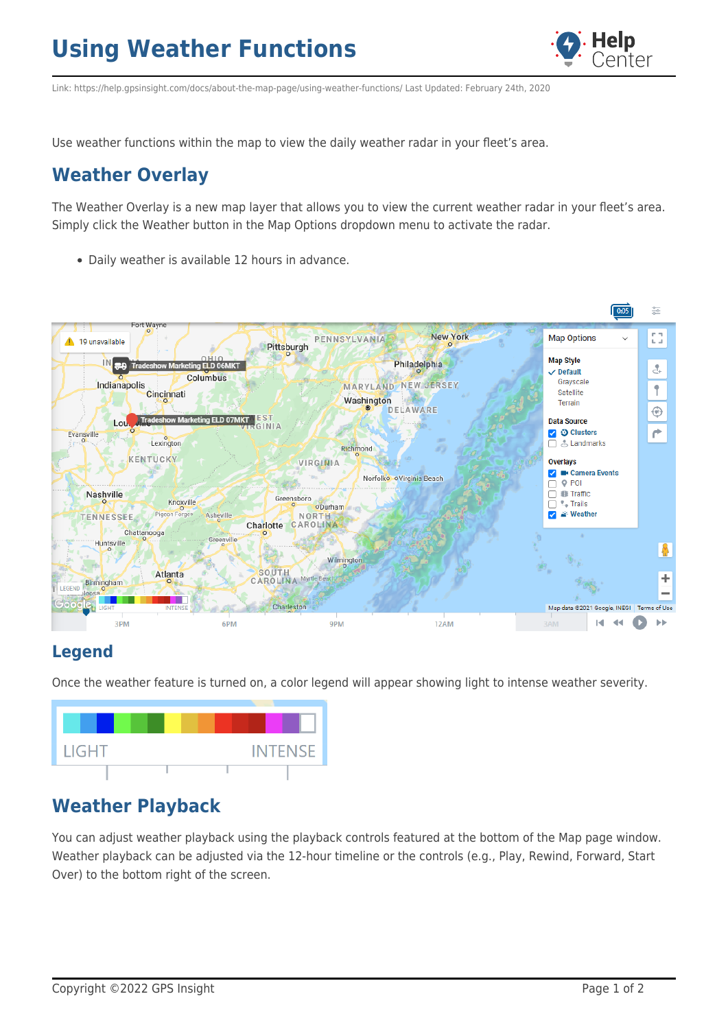# Using Weather Functions

Link: https://help.gpsinsight.com/docs/about-the-map-page/using-weather-functions/ Last Updated: February 24th, 2020

Use weather functions within the map to view the daily weather radar in your fleet's area.

## Weather Overlay

The Weather Overlay is a new map layer that allows you to view the current weather radar in your fleet's area. Simply click the Weather button in the Map Options dropdown menu to activate the radar.

- Daily weather is available 12 hours in advance.

## Legend

Once the weather feature is turned on, a color legend will appear showing light to intense weather severity.

## Weather Playback

You can adjust weather playback using the playback controls featured at the bottom of the Map page window. Weather playback can be adjusted via the 12-hour timeline or the controls (e.g., Play, Rewind, Forward, Start Over) to the bottom right of the screen.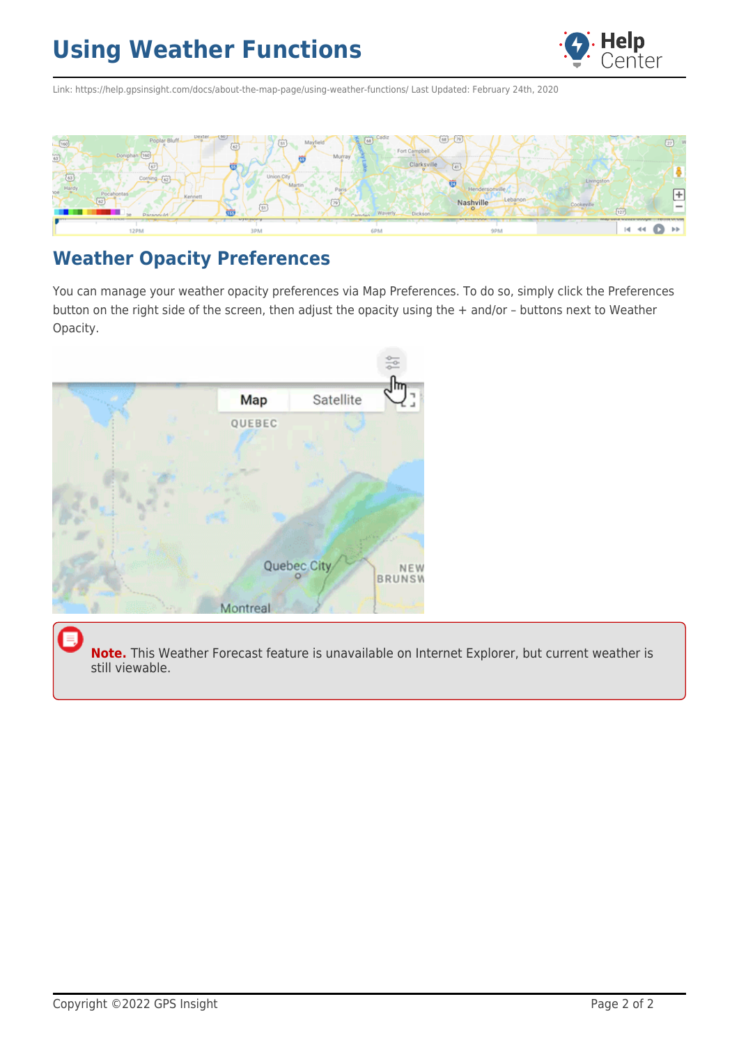## Weather Opacity Preferences

You can manage your weather opacity preferences via Map Preferences. To do so, simply click the Preferences button on the right side of the screen, then adjust the opacity using the + and/or – buttons next to Weather Opacity.

**Note.** This Weather Forecast feature is unavailable on Internet Explorer, but current weather is still viewable.